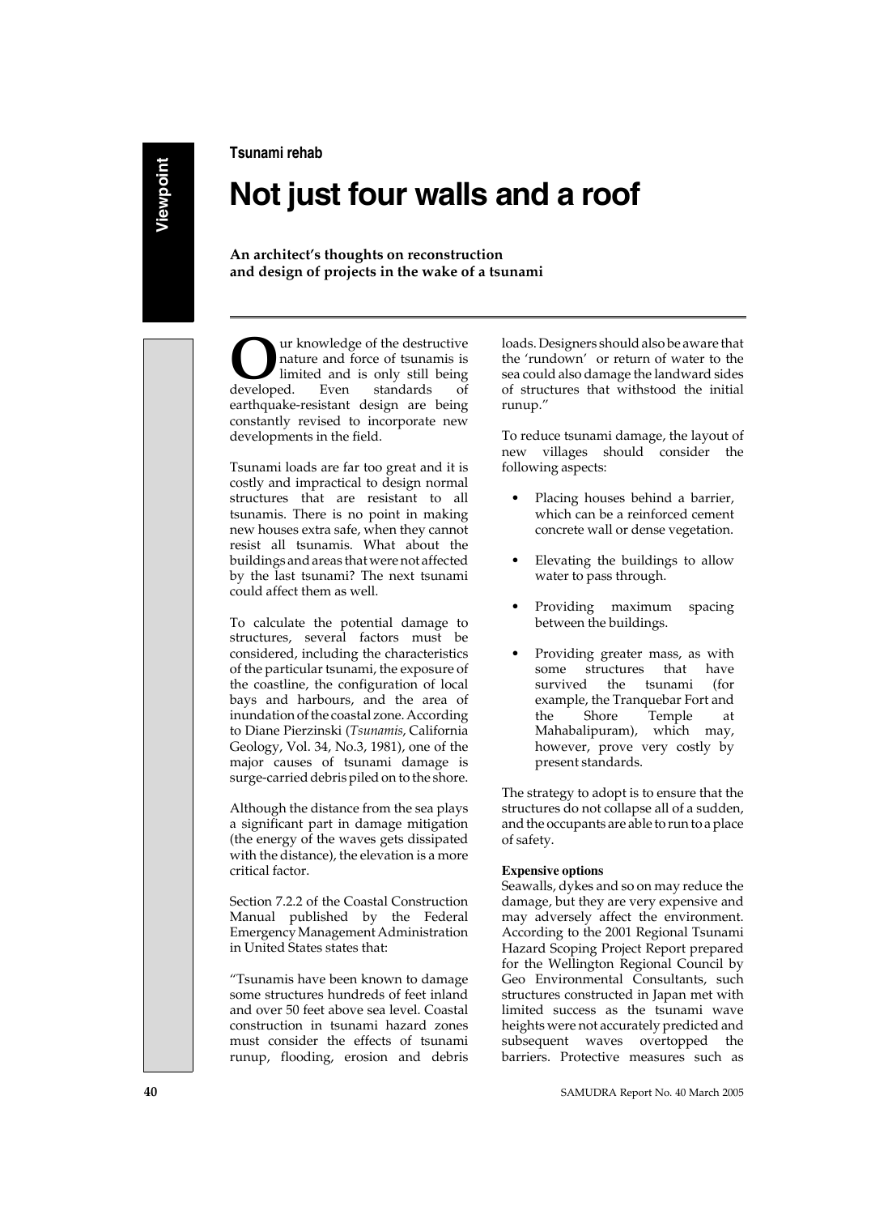Tsunami rehab

# Not just four walls and a roof

**An architect's thoughts on reconstruction and design of projects in the wake of a tsunami**

Our knowledge of the destructive nature and force of tsunamis is limited and is only still being developed. Even standards of earthquake-resistant design are being constantly revised to incorporate new developments in the field.

Tsunami loads are far too great and it is costly and impractical to design normal structures that are resistant to all tsunamis. There is no point in making new houses extra safe, when they cannot resist all tsunamis. What about the buildings and areas that were not affected by the last tsunami? The next tsunami could affect them as well.

To calculate the potential damage to structures, several factors must be considered, including the characteristics of the particular tsunami, the exposure of the coastline, the configuration of local bays and harbours, and the area of inundation of the coastal zone. According to Diane Pierzinski (*Tsunamis*, California Geology, Vol. 34, No.3, 1981), one of the major causes of tsunami damage is surge-carried debris piled on to the shore.

Although the distance from the sea plays a significant part in damage mitigation (the energy of the waves gets dissipated with the distance), the elevation is a more critical factor.

Section 7.2.2 of the Coastal Construction Manual published by the Federal Emergency Management Administration in United States states that:

"Tsunamis have been known to damage some structures hundreds of feet inland and over 50 feet above sea level. Coastal construction in tsunami hazard zones must consider the effects of tsunami runup, flooding, erosion and debris loads. Designers should also be aware that the 'rundown' or return of water to the sea could also damage the landward sides of structures that withstood the initial runup."

To reduce tsunami damage, the layout of new villages should consider the following aspects:

- Placing houses behind a barrier, which can be a reinforced cement concrete wall or dense vegetation.
- Elevating the buildings to allow water to pass through.
- Providing maximum spacing between the buildings.
- Providing greater mass, as with some structures that have survived the tsunami (for example, the Tranquebar Fort and the Shore Temple at Mahabalipuram), which may, however, prove very costly by present standards.

The strategy to adopt is to ensure that the structures do not collapse all of a sudden, and the occupants are able to run to a place of safety.

**Expensive options**

Seawalls, dykes and so on may reduce the damage, but they are very expensive and may adversely affect the environment. According to the 2001 Regional Tsunami Hazard Scoping Project Report prepared for the Wellington Regional Council by Geo Environmental Consultants, such structures constructed in Japan met with limited success as the tsunami wave heights were not accurately predicted and subsequent waves overtopped the barriers. Protective measures such as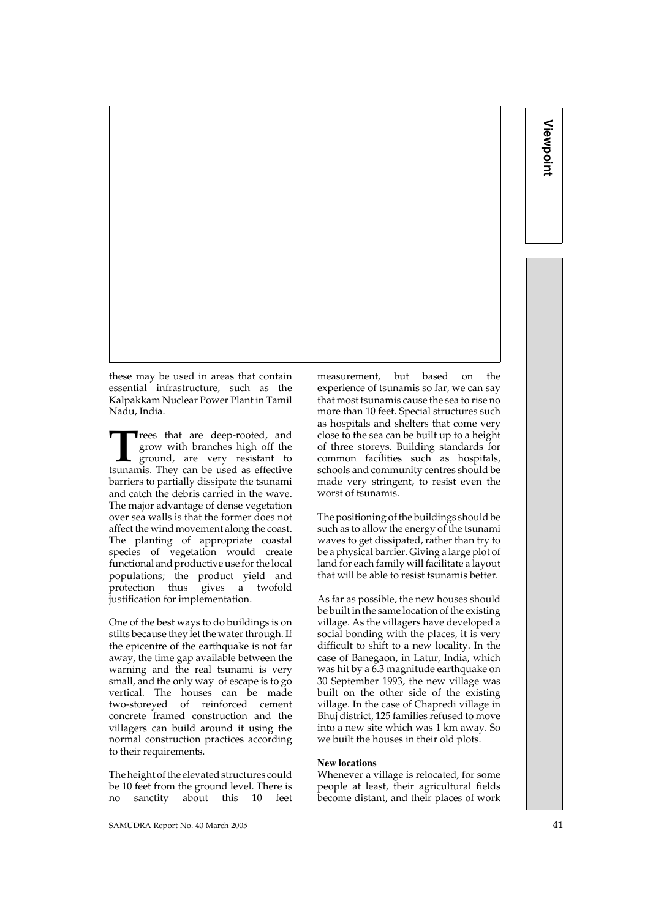these may be used in areas that contain essential infrastructure, such as the Kalpakkam Nuclear Power Plant in Tamil Nadu, India.

Trees that are deep-rooted, and grow with branches high off the ground, are very resistant to tsunamis. They can be used as effective barriers to partially dissipate the tsunami and catch the debris carried in the wave. The major advantage of dense vegetation over sea walls is that the former does not affect the wind movement along the coast. The planting of appropriate coastal species of vegetation would create functional and productive use for the local populations; the product yield and protection thus gives a twofold justification for implementation.

One of the best ways to do buildings is on stilts because they let the water through. If the epicentre of the earthquake is not far away, the time gap available between the warning and the real tsunami is very small, and the only way of escape is to go vertical. The houses can be made two-storeyed of reinforced cement concrete framed construction and the villagers can build around it using the normal construction practices according to their requirements.

The height of the elevated structures could be 10 feet from the ground level. There is no sanctity about this 10 feet measurement, but based on the experience of tsunamis so far, we can say that most tsunamis cause the sea to rise no more than 10 feet. Special structures such as hospitals and shelters that come very close to the sea can be built up to a height of three storeys. Building standards for common facilities such as hospitals, schools and community centres should be made very stringent, to resist even the worst of tsunamis.

The positioning of the buildings should be such as to allow the energy of the tsunami waves to get dissipated, rather than try to be a physical barrier. Giving a large plot of land for each family will facilitate a layout that will be able to resist tsunamis better.

As far as possible, the new houses should be built in the same location of the existing village. As the villagers have developed a social bonding with the places, it is very difficult to shift to a new locality. In the case of Banegaon, in Latur, India, which was hit by a 6.3 magnitude earthquake on 30 September 1993, the new village was built on the other side of the existing village. In the case of Chapredi village in Bhuj district, 125 families refused to move into a new site which was 1 km away. So we built the houses in their old plots.

**New locations**

Whenever a village is relocated, for some people at least, their agricultural fields become distant, and their places of work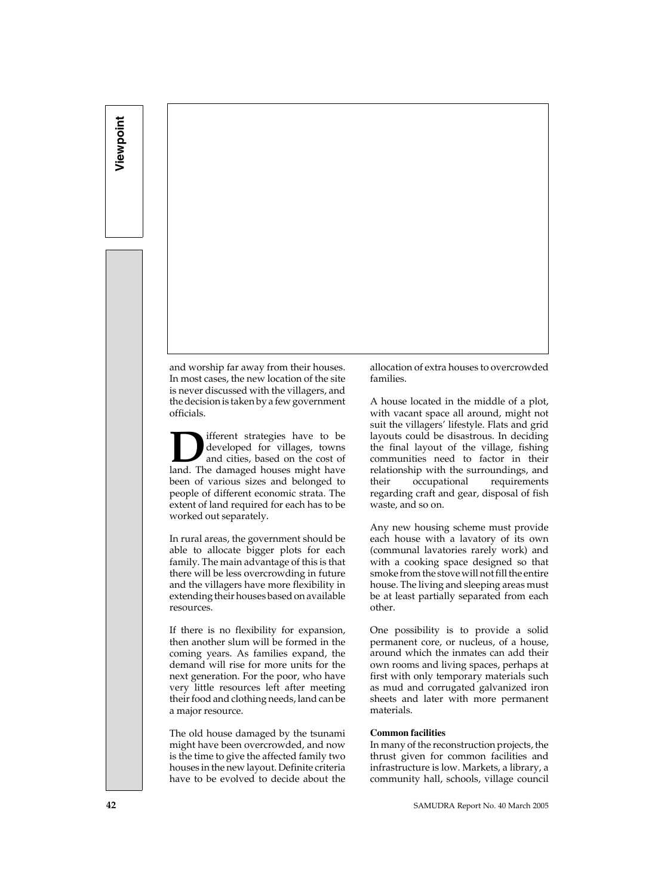and worship far away from their houses. In most cases, the new location of the site is never discussed with the villagers, and the decision is taken by a few government officials.

Different strategies have to be developed for villages, towns and cities, based on the cost of land. The damaged houses might have been of various sizes and belonged to people of different economic strata. The extent of land required for each has to be worked out separately.

In rural areas, the government should be able to allocate bigger plots for each family. The main advantage of this is that there will be less overcrowding in future and the villagers have more flexibility in extending their houses based on available resources.

If there is no flexibility for expansion, then another slum will be formed in the coming years. As families expand, the demand will rise for more units for the next generation. For the poor, who have very little resources left after meeting their food and clothing needs, land can be a major resource.

The old house damaged by the tsunami might have been overcrowded, and now is the time to give the affected family two houses in the new layout. Definite criteria have to be evolved to decide about the allocation of extra houses to overcrowded families.

A house located in the middle of a plot, with vacant space all around, might not suit the villagers' lifestyle. Flats and grid layouts could be disastrous. In deciding the final layout of the village, fishing communities need to factor in their relationship with the surroundings, and their occupational requirements regarding craft and gear, disposal of fish waste, and so on.

Any new housing scheme must provide each house with a lavatory of its own (communal lavatories rarely work) and with a cooking space designed so that smoke from the stove will not fill the entire house. The living and sleeping areas must be at least partially separated from each other.

One possibility is to provide a solid permanent core, or nucleus, of a house, around which the inmates can add their own rooms and living spaces, perhaps at first with only temporary materials such as mud and corrugated galvanized iron sheets and later with more permanent materials.

**Common facilities**

In many of the reconstruction projects, the thrust given for common facilities and infrastructure is low. Markets, a library, a community hall, schools, village council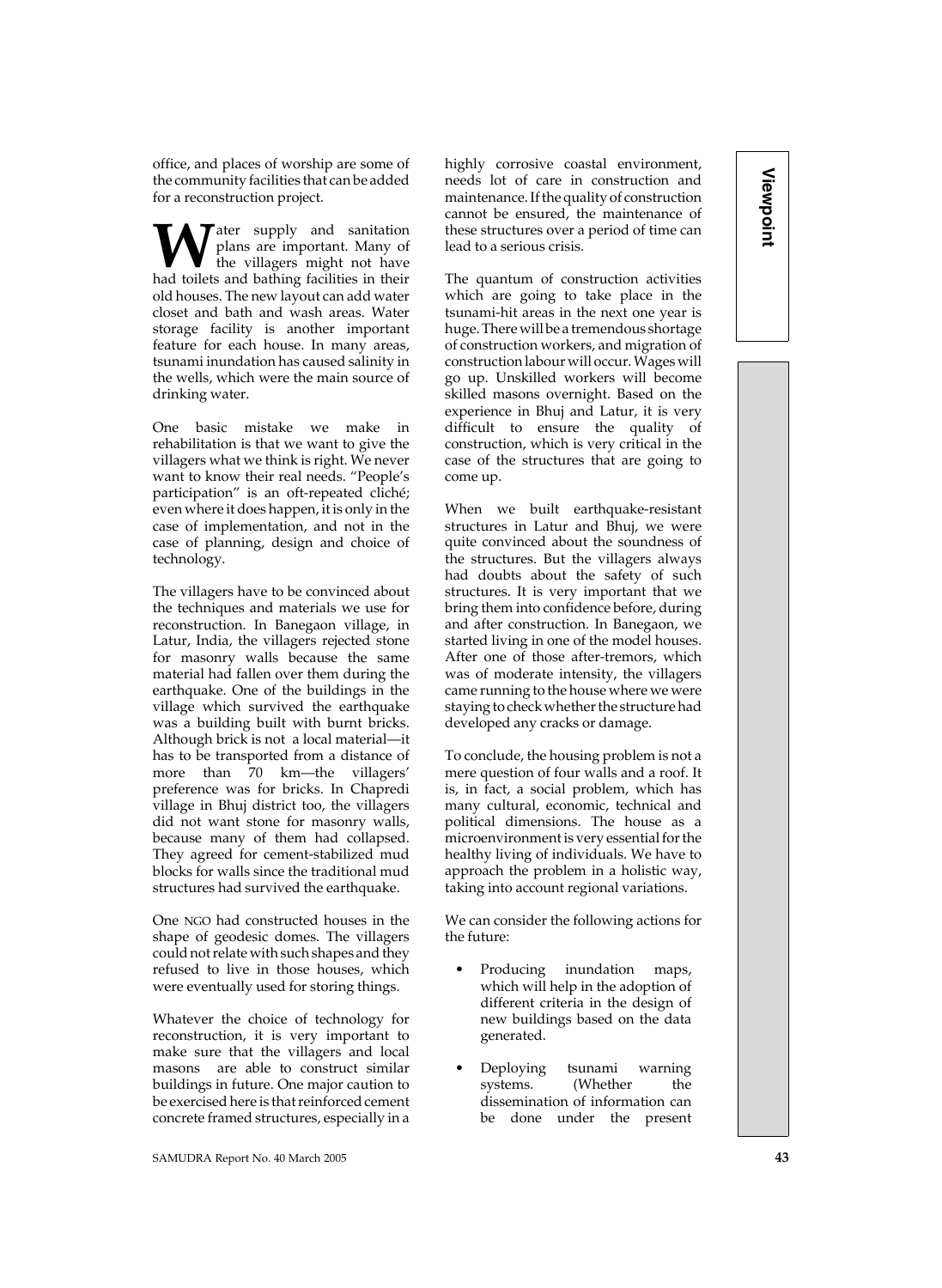office, and places of worship are some of the community facilities that can be added for a reconstruction project.

Water supply and sanitation plans are important. Many of the villagers might not have had toilets and bathing facilities in their old houses. The new layout can add water closet and bath and wash areas. Water storage facility is another important feature for each house. In many areas, tsunami inundation has caused salinity in the wells, which were the main source of drinking water.

One basic mistake we make in rehabilitation is that we want to give the villagers what we think is right. We never want to know their real needs. "People's participation" is an oft-repeated cliché; even where it does happen, it is only in the case of implementation, and not in the case of planning, design and choice of technology.

The villagers have to be convinced about the techniques and materials we use for reconstruction. In Banegaon village, in Latur, India, the villagers rejected stone for masonry walls because the same material had fallen over them during the earthquake. One of the buildings in the village which survived the earthquake was a building built with burnt bricks. Although brick is not a local material—it has to be transported from a distance of more than 70 km—the villagers' preference was for bricks. In Chapredi village in Bhuj district too, the villagers did not want stone for masonry walls, because many of them had collapsed. They agreed for cement-stabilized mud blocks for walls since the traditional mud structures had survived the earthquake.

One NGO had constructed houses in the shape of geodesic domes. The villagers could not relate with such shapes and they refused to live in those houses, which were eventually used for storing things.

Whatever the choice of technology for reconstruction, it is very important to make sure that the villagers and local masons are able to construct similar buildings in future. One major caution to be exercised here is that reinforced cement concrete framed structures, especially in a highly corrosive coastal environment, needs lot of care in construction and maintenance. If the quality of construction cannot be ensured, the maintenance of these structures over a period of time can lead to a serious crisis.

The quantum of construction activities which are going to take place in the tsunami-hit areas in the next one year is huge. There will be a tremendous shortage of construction workers, and migration of construction labour will occur. Wages will go up. Unskilled workers will become skilled masons overnight. Based on the experience in Bhuj and Latur, it is very difficult to ensure the quality of construction, which is very critical in the case of the structures that are going to come up.

When we built earthquake-resistant structures in Latur and Bhuj, we were quite convinced about the soundness of the structures. But the villagers always had doubts about the safety of such structures. It is very important that we bring them into confidence before, during and after construction. In Banegaon, we started living in one of the model houses. After one of those after-tremors, which was of moderate intensity, the villagers came running to the house where we were staying to check whether the structure had developed any cracks or damage.

To conclude, the housing problem is not a mere question of four walls and a roof. It is, in fact, a social problem, which has many cultural, economic, technical and political dimensions. The house as a microenvironment is very essential for the healthy living of individuals. We have to approach the problem in a holistic way, taking into account regional variations.

We can consider the following actions for the future:

- Producing inundation maps, which will help in the adoption of different criteria in the design of new buildings based on the data generated.
- Deploying tsunami warning systems. (Whether the dissemination of information can be done under the present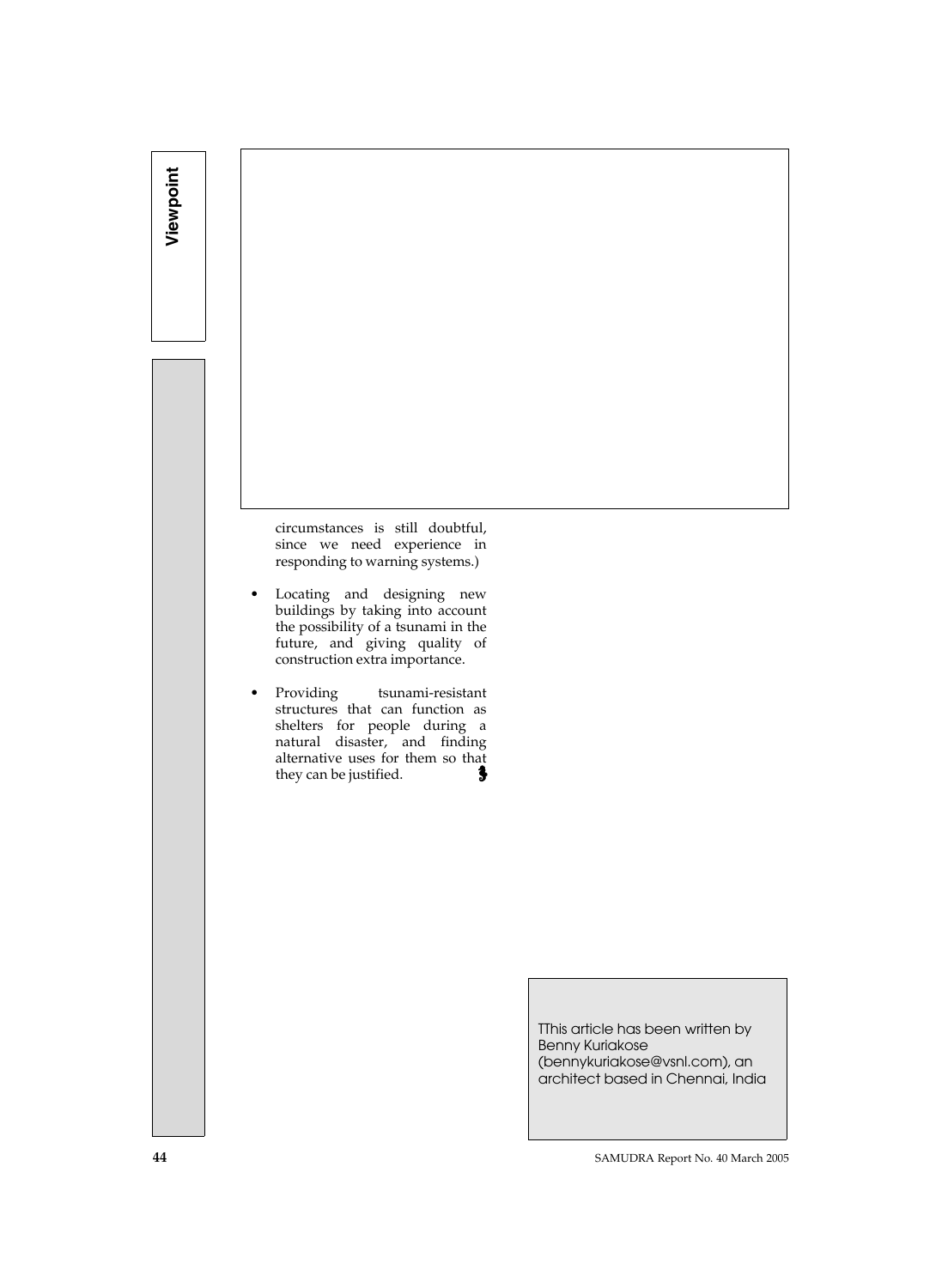circumstances is still doubtful, since we need experience in responding to warning systems.)

- Locating and designing new buildings by taking into account the possibility of a tsunami in the future, and giving quality of construction extra importance.
- Providing tsunami-resistant structures that can function as shelters for people during a natural disaster, and finding alternative uses for them so that they can be justified.

TThis article has been written by Benny Kuriakose (bennykuriakose@vsnl.com), an architect based in Chennai, India